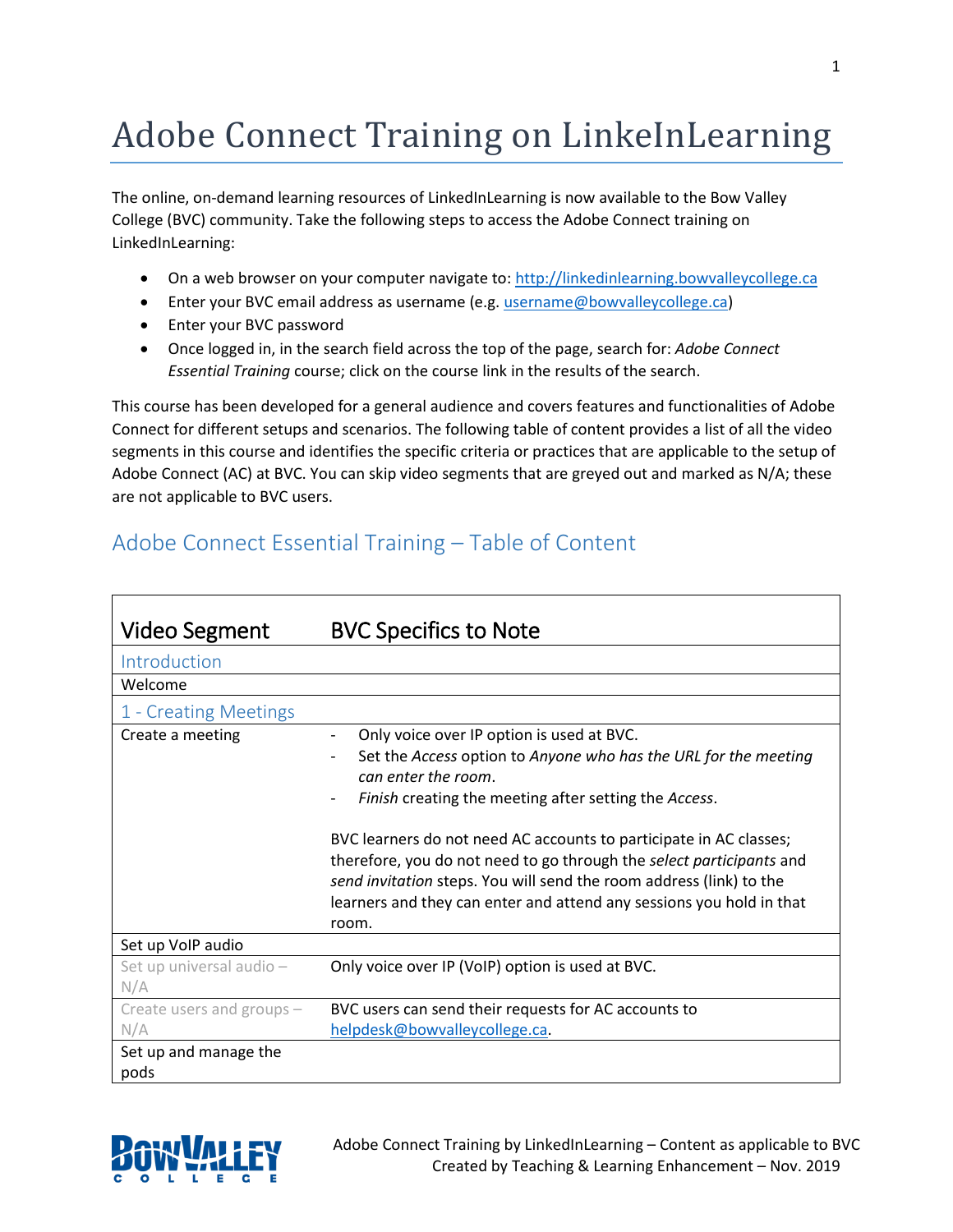# Adobe Connect Training on LinkeInLearning

The online, on-demand learning resources of LinkedInLearning is now available to the Bow Valley College (BVC) community. Take the following steps to access the Adobe Connect training on LinkedInLearning:

- On a web browser on your computer navigate to: http://linkedinlearning.bowvalleycollege.ca
- Enter your BVC email address as username (e.g. username@bowvalleycollege.ca)
- Enter your BVC password
- Once logged in, in the search field across the top of the page, search for: *Adobe Connect Essential Training* course; click on the course link in the results of the search.

This course has been developed for a general audience and covers features and functionalities of Adobe Connect for different setups and scenarios. The following table of content provides a list of all the video segments in this course and identifies the specific criteria or practices that are applicable to the setup of Adobe Connect (AC) at BVC. You can skip video segments that are greyed out and marked as N/A; these are not applicable to BVC users.

## Adobe Connect Essential Training – Table of Content

| Video Segment | BVC Specifics to Note |
|---|---|
| **Introduction** | |
| Welcome | |
| **1 - Creating Meetings** | |
| Create a meeting | - Only voice over IP option is used at BVC.<br>- Set the *Access* option to *Anyone who has the URL for the meeting can enter the room*.<br>- *Finish* creating the meeting after setting the *Access*.<br><br>BVC learners do not need AC accounts to participate in AC classes; therefore, you do not need to go through the *select participants* and *send invitation* steps. You will send the room address (link) to the learners and they can enter and attend any sessions you hold in that room. |
| Set up VoIP audio | |
| Set up universal audio – N/A | Only voice over IP (VoIP) option is used at BVC. |
| Create users and groups – N/A | BVC users can send their requests for AC accounts to helpdesk@bowvalleycollege.ca. |
| Set up and manage the pods | |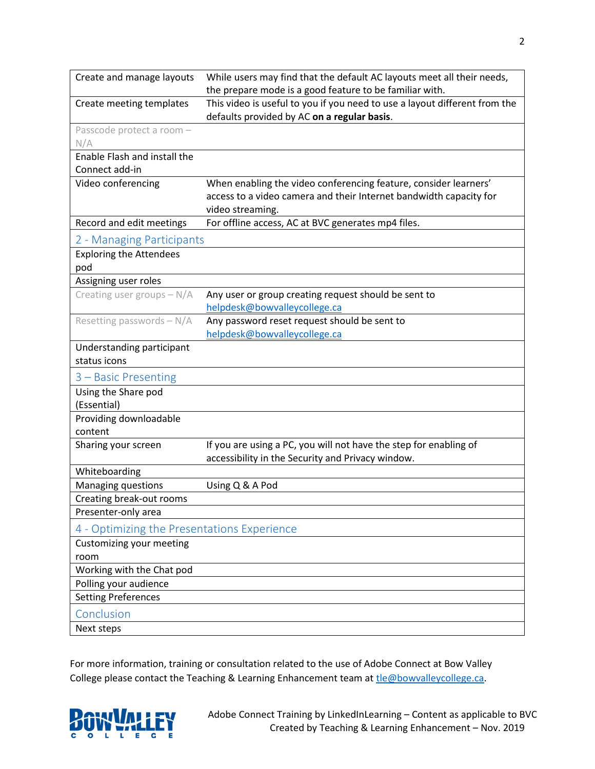| | |
|---|---|
| Create and manage layouts | While users may find that the default AC layouts meet all their needs, the prepare mode is a good feature to be familiar with. |
| Create meeting templates | This video is useful to you if you need to use a layout different from the defaults provided by AC **on a regular basis**. |
| Passcode protect a room – N/A | |
| Enable Flash and install the Connect add-in | |
| Video conferencing | When enabling the video conferencing feature, consider learners' access to a video camera and their Internet bandwidth capacity for video streaming. |
| Record and edit meetings | For offline access, AC at BVC generates mp4 files. |
| **2 - Managing Participants** | |
| Exploring the Attendees pod | |
| Assigning user roles | |
| Creating user groups – N/A | Any user or group creating request should be sent to helpdesk@bowvalleycollege.ca |
| Resetting passwords – N/A | Any password reset request should be sent to helpdesk@bowvalleycollege.ca |
| Understanding participant status icons | |
| **3 – Basic Presenting** | |
| Using the Share pod (Essential) | |
| Providing downloadable content | |
| Sharing your screen | If you are using a PC, you will not have the step for enabling of accessibility in the Security and Privacy window. |
| Whiteboarding | |
| Managing questions | Using Q & A Pod |
| Creating break-out rooms | |
| Presenter-only area | |
| **4 - Optimizing the Presentations Experience** | |
| Customizing your meeting room | |
| Working with the Chat pod | |
| Polling your audience | |
| Setting Preferences | |
| **Conclusion** | |
| Next steps | |

For more information, training or consultation related to the use of Adobe Connect at Bow Valley College please contact the Teaching & Learning Enhancement team at tle@bowvalleycollege.ca.

Adobe Connect Training by LinkedInLearning – Content as applicable to BVC
Created by Teaching & Learning Enhancement – Nov. 2019